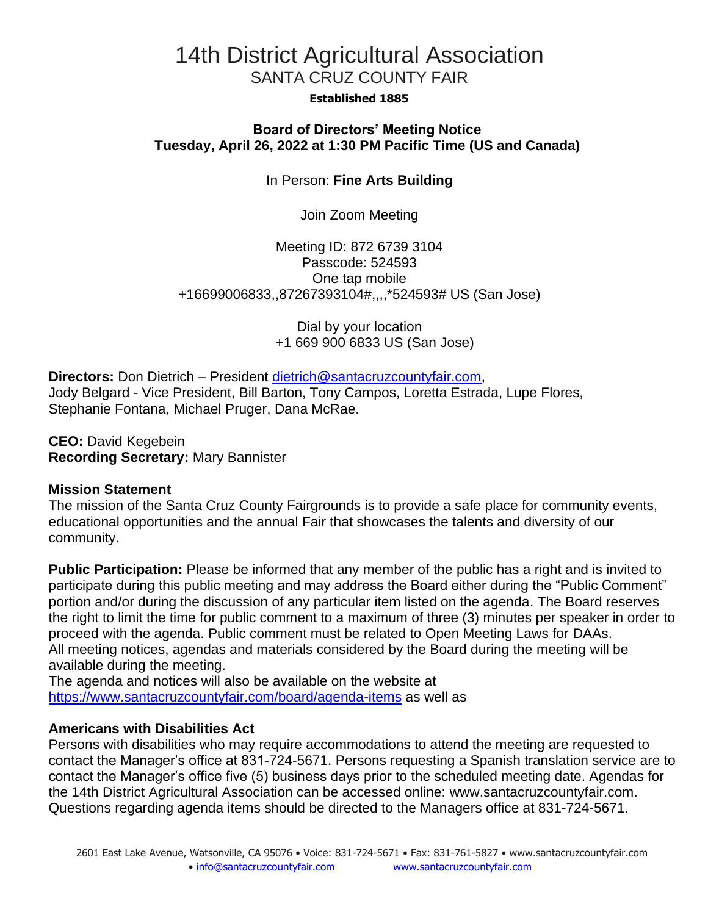# 14th District Agricultural Association

## SANTA CRUZ COUNTY FAIR

**Established 1885**

**Board of Directors' Meeting Notice**
**Tuesday, April 26, 2022 at 1:30 PM Pacific Time (US and Canada)**

In Person: **Fine Arts Building**

Join Zoom Meeting

Meeting ID: 872 6739 3104
Passcode: 524593
One tap mobile
+16699006833,,87267393104#,,,,*524593# US (San Jose)

Dial by your location
+1 669 900 6833 US (San Jose)

**Directors:** Don Dietrich – President dietrich@santacruzcountyfair.com,
Jody Belgard - Vice President, Bill Barton, Tony Campos, Loretta Estrada, Lupe Flores, Stephanie Fontana, Michael Pruger, Dana McRae.

**CEO:** David Kegebein
**Recording Secretary:** Mary Bannister

**Mission Statement**
The mission of the Santa Cruz County Fairgrounds is to provide a safe place for community events, educational opportunities and the annual Fair that showcases the talents and diversity of our community.

**Public Participation:** Please be informed that any member of the public has a right and is invited to participate during this public meeting and may address the Board either during the "Public Comment" portion and/or during the discussion of any particular item listed on the agenda. The Board reserves the right to limit the time for public comment to a maximum of three (3) minutes per speaker in order to proceed with the agenda. Public comment must be related to Open Meeting Laws for DAAs.
All meeting notices, agendas and materials considered by the Board during the meeting will be available during the meeting.
The agenda and notices will also be available on the website at https://www.santacruzcountyfair.com/board/agenda-items as well as

**Americans with Disabilities Act**
Persons with disabilities who may require accommodations to attend the meeting are requested to contact the Manager's office at 831-724-5671. Persons requesting a Spanish translation service are to contact the Manager's office five (5) business days prior to the scheduled meeting date. Agendas for the 14th District Agricultural Association can be accessed online: www.santacruzcountyfair.com. Questions regarding agenda items should be directed to the Managers office at 831-724-5671.

2601 East Lake Avenue, Watsonville, CA 95076 • Voice: 831-724-5671 • Fax: 831-761-5827 • www.santacruzcountyfair.com • info@santacruzcountyfair.com www.santacruzcountyfair.com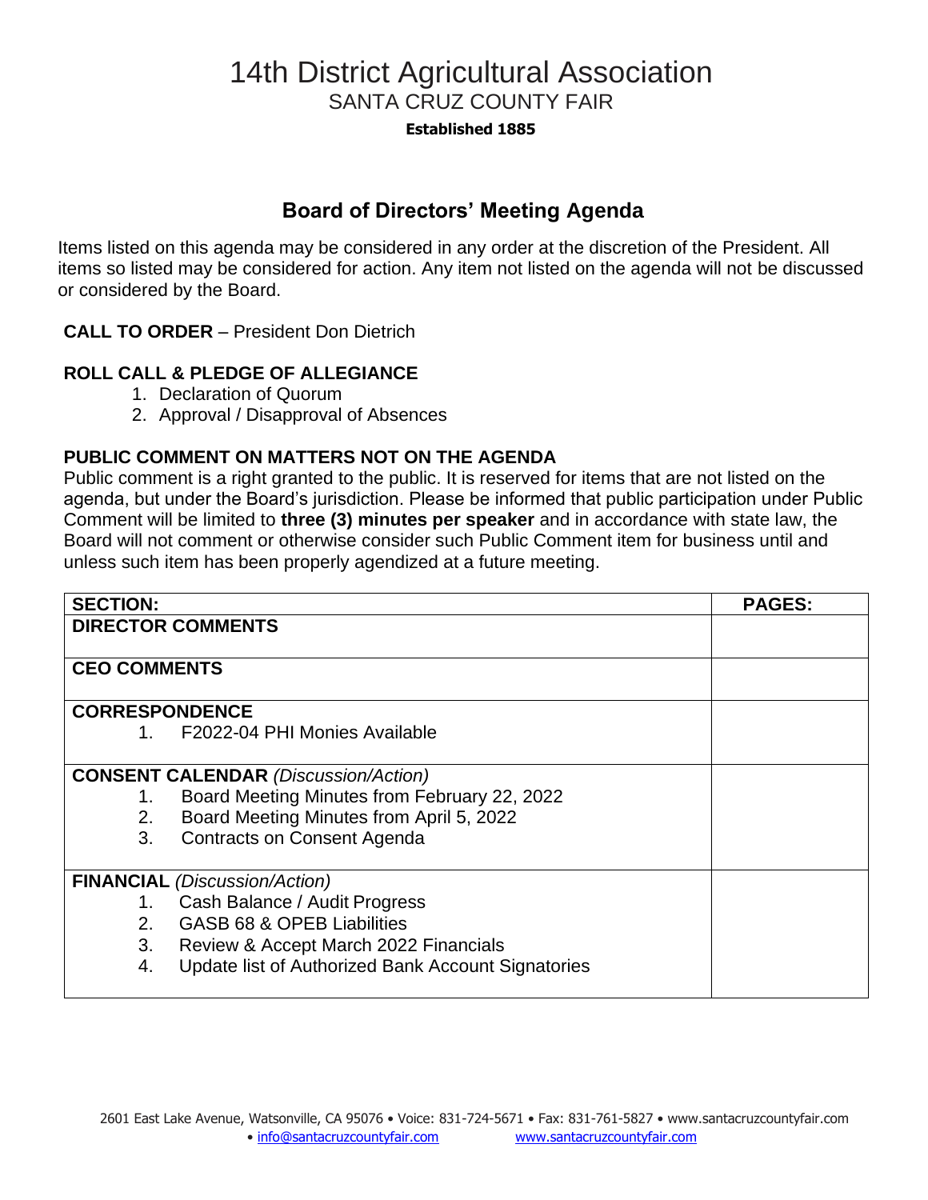# 14th District Agricultural Association

SANTA CRUZ COUNTY FAIR

**Established 1885**

## Board of Directors' Meeting Agenda

Items listed on this agenda may be considered in any order at the discretion of the President. All items so listed may be considered for action. Any item not listed on the agenda will not be discussed or considered by the Board.

**CALL TO ORDER** – President Don Dietrich

**ROLL CALL & PLEDGE OF ALLEGIANCE**

1. Declaration of Quorum
2. Approval / Disapproval of Absences

**PUBLIC COMMENT ON MATTERS NOT ON THE AGENDA**

Public comment is a right granted to the public. It is reserved for items that are not listed on the agenda, but under the Board's jurisdiction. Please be informed that public participation under Public Comment will be limited to **three (3) minutes per speaker** and in accordance with state law, the Board will not comment or otherwise consider such Public Comment item for business until and unless such item has been properly agendized at a future meeting.

| SECTION: | PAGES: |
| --- | --- |
| **DIRECTOR COMMENTS** | |
| **CEO COMMENTS** | |
| **CORRESPONDENCE**<br>1. F2022-04 PHI Monies Available | |
| **CONSENT CALENDAR** *(Discussion/Action)*<br>1. Board Meeting Minutes from February 22, 2022<br>2. Board Meeting Minutes from April 5, 2022<br>3. Contracts on Consent Agenda | |
| **FINANCIAL** *(Discussion/Action)*<br>1. Cash Balance / Audit Progress<br>2. GASB 68 & OPEB Liabilities<br>3. Review & Accept March 2022 Financials<br>4. Update list of Authorized Bank Account Signatories | |

2601 East Lake Avenue, Watsonville, CA 95076 • Voice: 831-724-5671 • Fax: 831-761-5827 • www.santacruzcountyfair.com • info@santacruzcountyfair.com www.santacruzcountyfair.com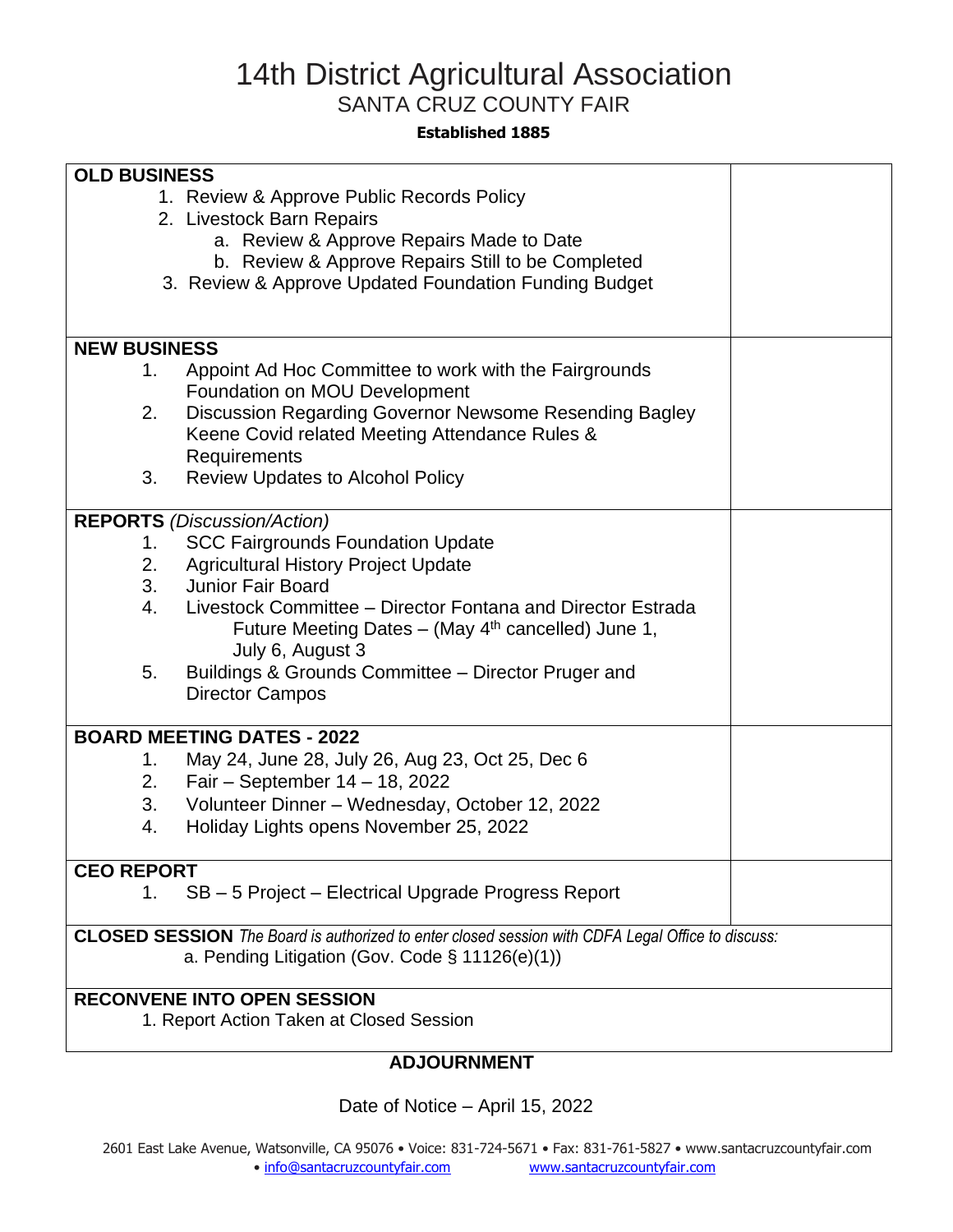# 14th District Agricultural Association

## SANTA CRUZ COUNTY FAIR

**Established 1885**

**OLD BUSINESS**

1. Review & Approve Public Records Policy
2. Livestock Barn Repairs
   a. Review & Approve Repairs Made to Date
   b. Review & Approve Repairs Still to be Completed
3. Review & Approve Updated Foundation Funding Budget

**NEW BUSINESS**

1. Appoint Ad Hoc Committee to work with the Fairgrounds Foundation on MOU Development
2. Discussion Regarding Governor Newsome Resending Bagley Keene Covid related Meeting Attendance Rules & Requirements
3. Review Updates to Alcohol Policy

**REPORTS** *(Discussion/Action)*

1. SCC Fairgrounds Foundation Update
2. Agricultural History Project Update
3. Junior Fair Board
4. Livestock Committee – Director Fontana and Director Estrada
   Future Meeting Dates – (May 4th cancelled) June 1, July 6, August 3
5. Buildings & Grounds Committee – Director Pruger and Director Campos

**BOARD MEETING DATES - 2022**

1. May 24, June 28, July 26, Aug 23, Oct 25, Dec 6
2. Fair – September 14 – 18, 2022
3. Volunteer Dinner – Wednesday, October 12, 2022
4. Holiday Lights opens November 25, 2022

**CEO REPORT**

1. SB – 5 Project – Electrical Upgrade Progress Report

**CLOSED SESSION** *The Board is authorized to enter closed session with CDFA Legal Office to discuss:*
   a. Pending Litigation (Gov. Code § 11126(e)(1))

**RECONVENE INTO OPEN SESSION**

1. Report Action Taken at Closed Session

**ADJOURNMENT**

Date of Notice – April 15, 2022

2601 East Lake Avenue, Watsonville, CA 95076 • Voice: 831-724-5671 • Fax: 831-761-5827 • www.santacruzcountyfair.com
• info@santacruzcountyfair.com www.santacruzcountyfair.com